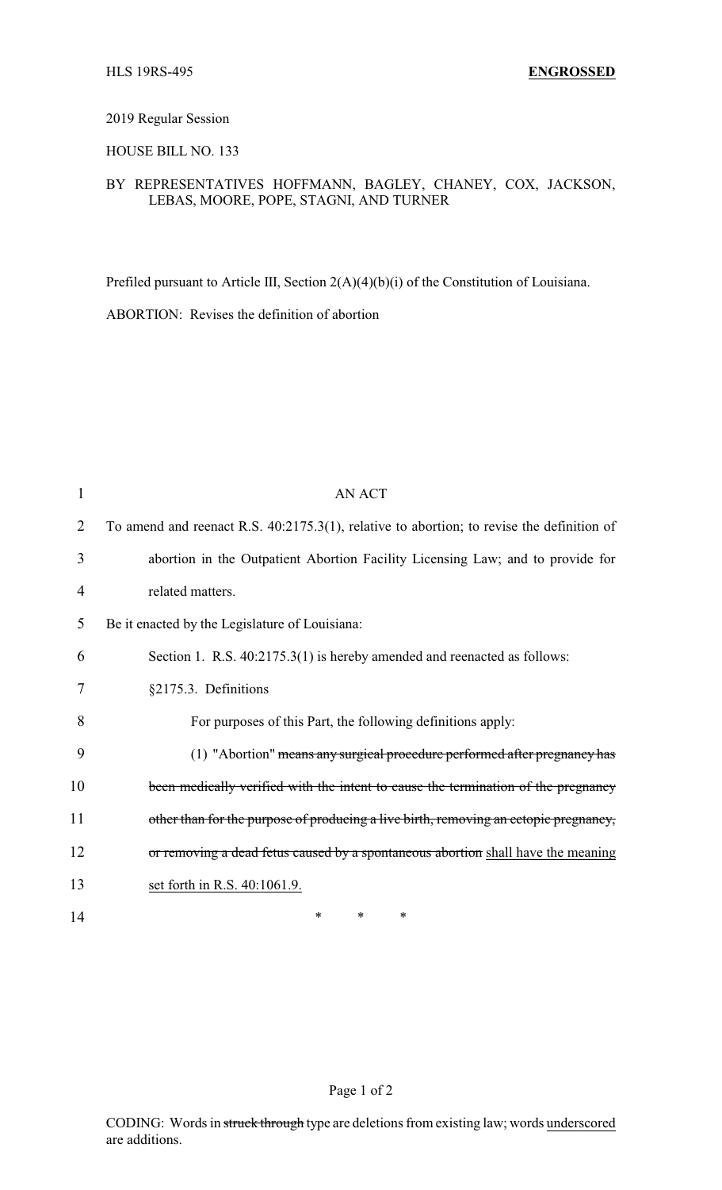HLS 19RS-495 **ENGROSSED**

2019 Regular Session

HOUSE BILL NO. 133

BY REPRESENTATIVES HOFFMANN, BAGLEY, CHANEY, COX, JACKSON, LEBAS, MOORE, POPE, STAGNI, AND TURNER

Prefiled pursuant to Article III, Section 2(A)(4)(b)(i) of the Constitution of Louisiana.

ABORTION: Revises the definition of abortion

AN ACT

To amend and reenact R.S. 40:2175.3(1), relative to abortion; to revise the definition of abortion in the Outpatient Abortion Facility Licensing Law; and to provide for related matters.

Be it enacted by the Legislature of Louisiana:

Section 1. R.S. 40:2175.3(1) is hereby amended and reenacted as follows:

§2175.3. Definitions

For purposes of this Part, the following definitions apply:

(1) "Abortion" ~~means any surgical procedure performed after pregnancy has been medically verified with the intent to cause the termination of the pregnancy other than for the purpose of producing a live birth, removing an ectopic pregnancy, or removing a dead fetus caused by a spontaneous abortion~~ <u>shall have the meaning set forth in R.S. 40:1061.9.</u>

\* \* \*

CODING: Words in ~~struck through~~ type are deletions from existing law; words <u>underscored</u> are additions.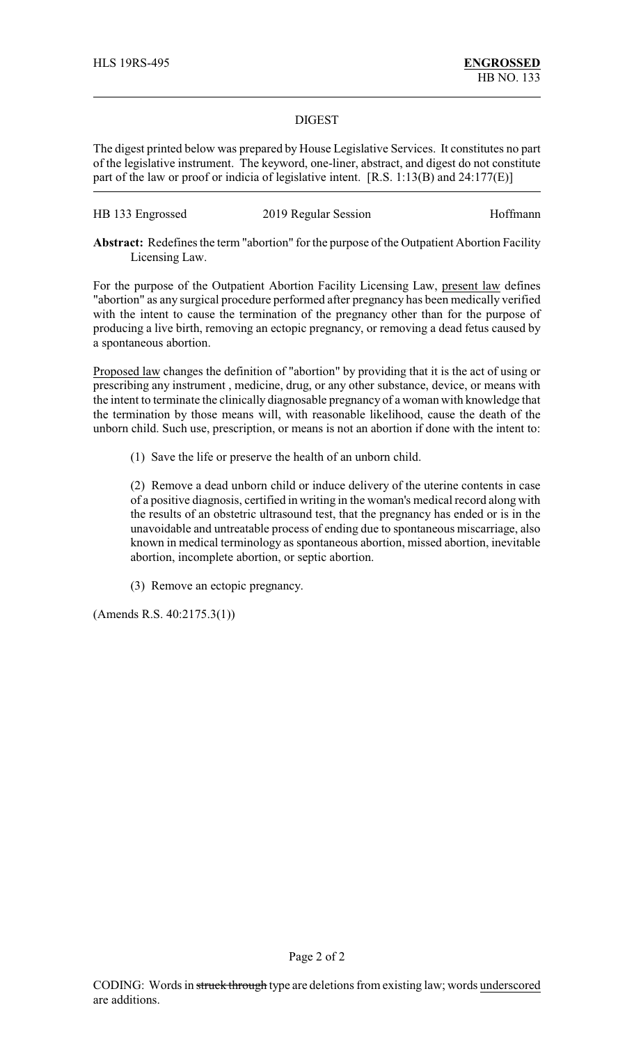HLS 19RS-495 **ENGROSSED**
HB NO. 133

DIGEST

The digest printed below was prepared by House Legislative Services. It constitutes no part of the legislative instrument. The keyword, one-liner, abstract, and digest do not constitute part of the law or proof or indicia of legislative intent. [R.S. 1:13(B) and 24:177(E)]

HB 133 Engrossed 2019 Regular Session Hoffmann

**Abstract:** Redefines the term "abortion" for the purpose of the Outpatient Abortion Facility Licensing Law.

For the purpose of the Outpatient Abortion Facility Licensing Law, present law defines "abortion" as any surgical procedure performed after pregnancy has been medically verified with the intent to cause the termination of the pregnancy other than for the purpose of producing a live birth, removing an ectopic pregnancy, or removing a dead fetus caused by a spontaneous abortion.

Proposed law changes the definition of "abortion" by providing that it is the act of using or prescribing any instrument , medicine, drug, or any other substance, device, or means with the intent to terminate the clinically diagnosable pregnancy of a woman with knowledge that the termination by those means will, with reasonable likelihood, cause the death of the unborn child. Such use, prescription, or means is not an abortion if done with the intent to:

(1) Save the life or preserve the health of an unborn child.

(2) Remove a dead unborn child or induce delivery of the uterine contents in case of a positive diagnosis, certified in writing in the woman's medical record along with the results of an obstetric ultrasound test, that the pregnancy has ended or is in the unavoidable and untreatable process of ending due to spontaneous miscarriage, also known in medical terminology as spontaneous abortion, missed abortion, inevitable abortion, incomplete abortion, or septic abortion.

(3) Remove an ectopic pregnancy.

(Amends R.S. 40:2175.3(1))

CODING: Words in ~~struck through~~ type are deletions from existing law; words underscored are additions.